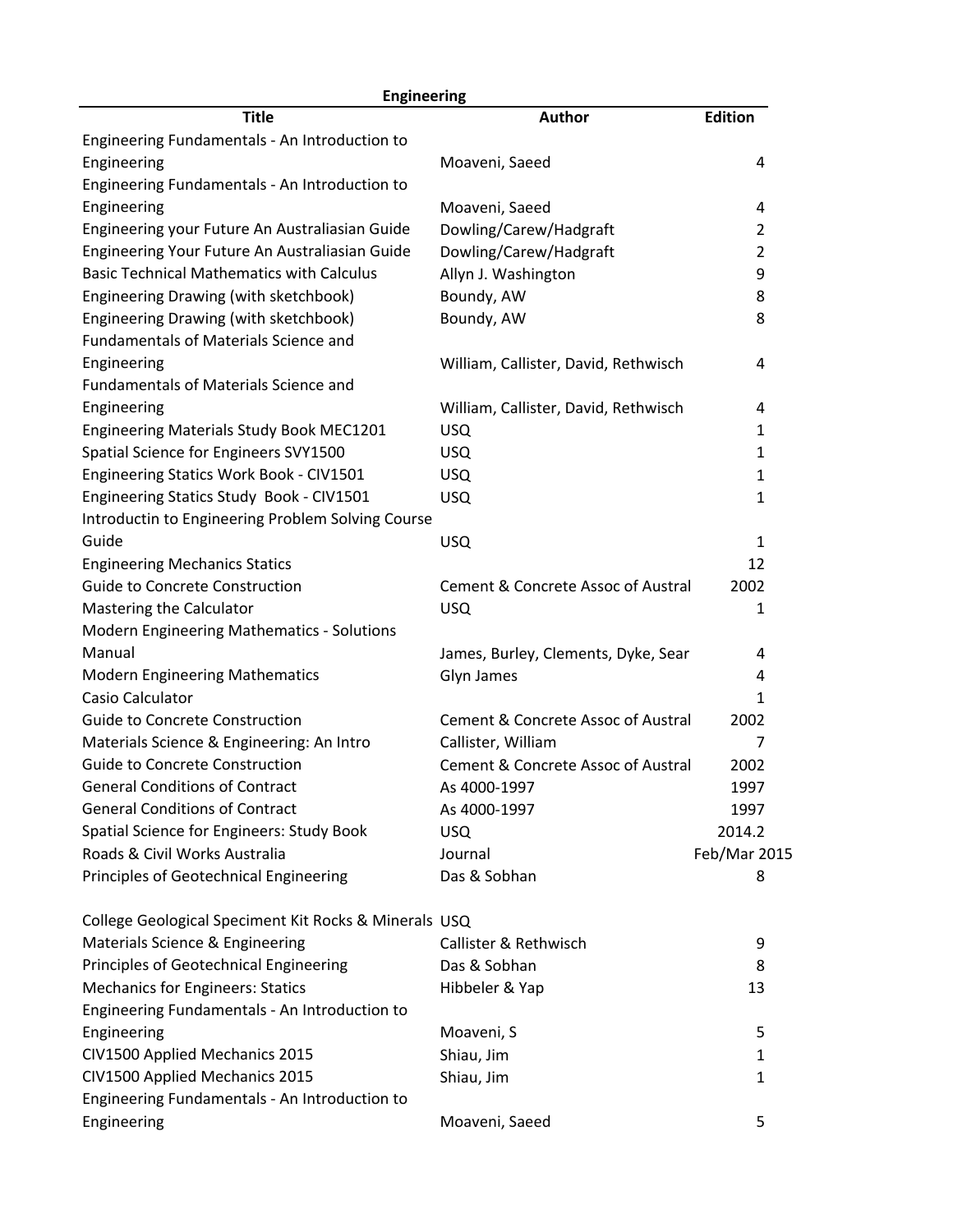**Engineering**

| Title | Author | Edition |
| --- | --- | --- |
| Engineering Fundamentals - An Introduction to Engineering | Moaveni, Saeed | 4 |
| Engineering Fundamentals - An Introduction to Engineering | Moaveni, Saeed | 4 |
| Engineering your Future An Australiasian Guide | Dowling/Carew/Hadgraft | 2 |
| Engineering Your Future An Australiasian Guide | Dowling/Carew/Hadgraft | 2 |
| Basic Technical Mathematics with Calculus | Allyn J. Washington | 9 |
| Engineering Drawing (with sketchbook) | Boundy, AW | 8 |
| Engineering Drawing (with sketchbook) | Boundy, AW | 8 |
| Fundamentals of Materials Science and Engineering | William, Callister, David, Rethwisch | 4 |
| Fundamentals of Materials Science and Engineering | William, Callister, David, Rethwisch | 4 |
| Engineering Materials Study Book MEC1201 | USQ | 1 |
| Spatial Science for Engineers SVY1500 | USQ | 1 |
| Engineering Statics Work Book - CIV1501 | USQ | 1 |
| Engineering Statics Study  Book - CIV1501 | USQ | 1 |
| Introductin to Engineering Problem Solving Course Guide | USQ | 1 |
| Engineering Mechanics Statics | | 12 |
| Guide to Concrete Construction | Cement & Concrete Assoc of Austral | 2002 |
| Mastering the Calculator | USQ | 1 |
| Modern Engineering Mathematics - Solutions Manual | James, Burley, Clements, Dyke, Sear | 4 |
| Modern Engineering Mathematics | Glyn James | 4 |
| Casio Calculator | | 1 |
| Guide to Concrete Construction | Cement & Concrete Assoc of Austral | 2002 |
| Materials Science & Engineering: An Intro | Callister, William | 7 |
| Guide to Concrete Construction | Cement & Concrete Assoc of Austral | 2002 |
| General Conditions of Contract | As 4000-1997 | 1997 |
| General Conditions of Contract | As 4000-1997 | 1997 |
| Spatial Science for Engineers: Study Book | USQ | 2014.2 |
| Roads & Civil Works Australia | Journal | Feb/Mar 2015 |
| Principles of Geotechnical Engineering | Das & Sobhan | 8 |
| College Geological Speciment Kit Rocks & Minerals | USQ | |
| Materials Science & Engineering | Callister & Rethwisch | 9 |
| Principles of Geotechnical Engineering | Das & Sobhan | 8 |
| Mechanics for Engineers: Statics | Hibbeler & Yap | 13 |
| Engineering Fundamentals - An Introduction to Engineering | Moaveni, S | 5 |
| CIV1500 Applied Mechanics 2015 | Shiau, Jim | 1 |
| CIV1500 Applied Mechanics 2015 | Shiau, Jim | 1 |
| Engineering Fundamentals - An Introduction to Engineering | Moaveni, Saeed | 5 |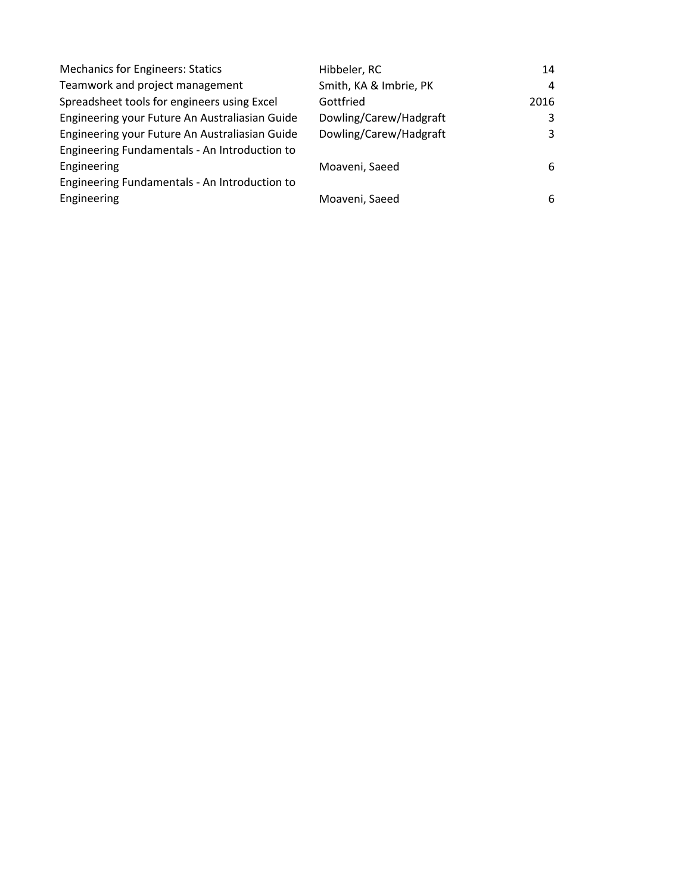| | | |
|---|---|---|
| Mechanics for Engineers: Statics | Hibbeler, RC | 14 |
| Teamwork and project management | Smith, KA & Imbrie, PK | 4 |
| Spreadsheet tools for engineers using Excel | Gottfried | 2016 |
| Engineering your Future An Australiasian Guide | Dowling/Carew/Hadgraft | 3 |
| Engineering your Future An Australiasian Guide | Dowling/Carew/Hadgraft | 3 |
| Engineering Fundamentals - An Introduction to Engineering | Moaveni, Saeed | 6 |
| Engineering Fundamentals - An Introduction to Engineering | Moaveni, Saeed | 6 |